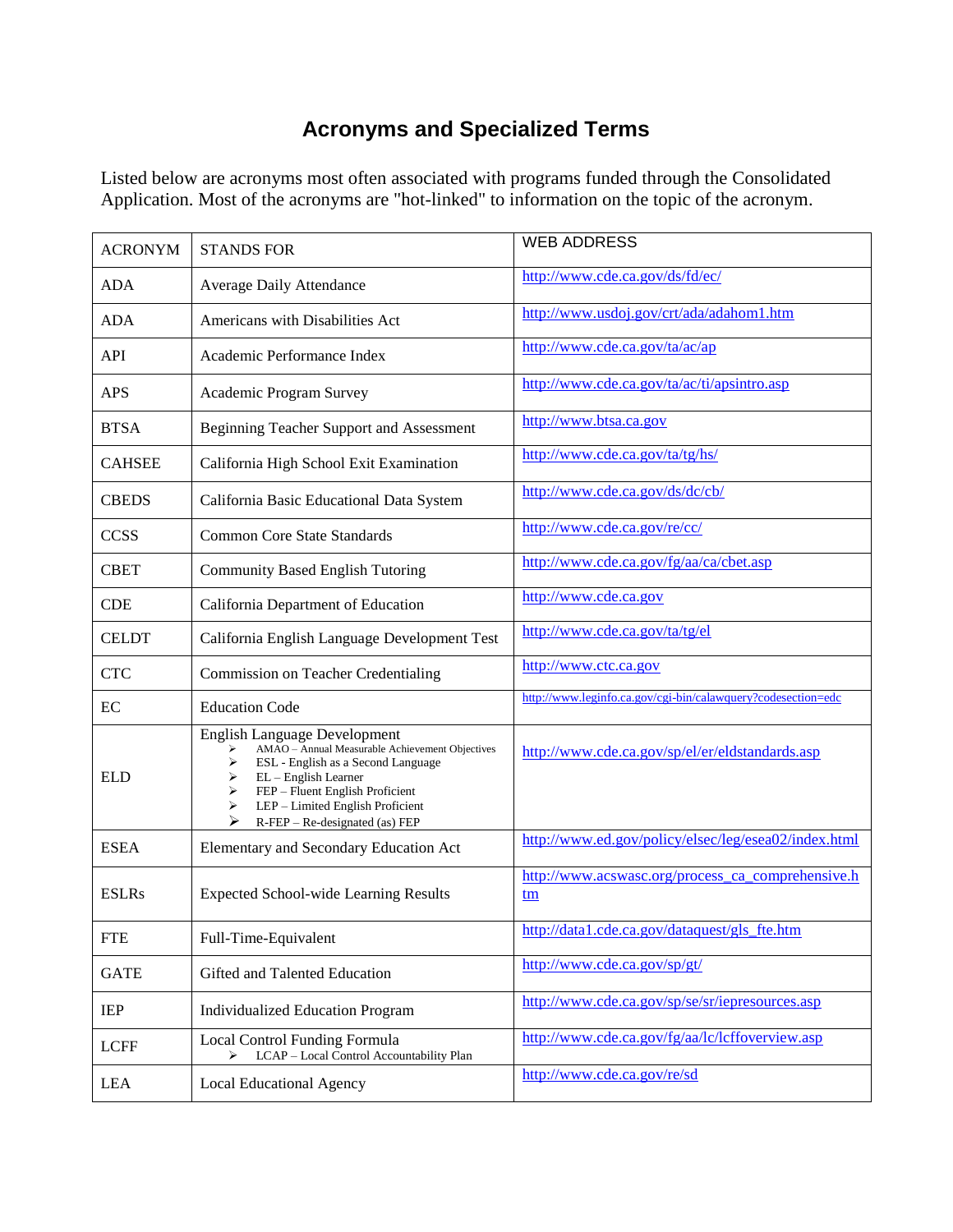# Acronyms and Specialized Terms

Listed below are acronyms most often associated with programs funded through the Consolidated Application. Most of the acronyms are "hot-linked" to information on the topic of the acronym.

| ACRONYM | STANDS FOR | WEB ADDRESS |
|---|---|---|
| ADA | Average Daily Attendance | http://www.cde.ca.gov/ds/fd/ec/ |
| ADA | Americans with Disabilities Act | http://www.usdoj.gov/crt/ada/adahom1.htm |
| API | Academic Performance Index | http://www.cde.ca.gov/ta/ac/ap |
| APS | Academic Program Survey | http://www.cde.ca.gov/ta/ac/ti/apsintro.asp |
| BTSA | Beginning Teacher Support and Assessment | http://www.btsa.ca.gov |
| CAHSEE | California High School Exit Examination | http://www.cde.ca.gov/ta/tg/hs/ |
| CBEDS | California Basic Educational Data System | http://www.cde.ca.gov/ds/dc/cb/ |
| CCSS | Common Core State Standards | http://www.cde.ca.gov/re/cc/ |
| CBET | Community Based English Tutoring | http://www.cde.ca.gov/fg/aa/ca/cbet.asp |
| CDE | California Department of Education | http://www.cde.ca.gov |
| CELDT | California English Language Development Test | http://www.cde.ca.gov/ta/tg/el |
| CTC | Commission on Teacher Credentialing | http://www.ctc.ca.gov |
| EC | Education Code | http://www.leginfo.ca.gov/cgi-bin/calawquery?codesection=edc |
| ELD | English Language Development<br>➢ AMAO – Annual Measurable Achievement Objectives<br>➢ ESL - English as a Second Language<br>➢ EL – English Learner<br>➢ FEP – Fluent English Proficient<br>➢ LEP – Limited English Proficient<br>➢ R-FEP – Re-designated (as) FEP | http://www.cde.ca.gov/sp/el/er/eldstandards.asp |
| ESEA | Elementary and Secondary Education Act | http://www.ed.gov/policy/elsec/leg/esea02/index.html |
| ESLRs | Expected School-wide Learning Results | http://www.acswasc.org/process_ca_comprehensive.htm |
| FTE | Full-Time-Equivalent | http://data1.cde.ca.gov/dataquest/gls_fte.htm |
| GATE | Gifted and Talented Education | http://www.cde.ca.gov/sp/gt/ |
| IEP | Individualized Education Program | http://www.cde.ca.gov/sp/se/sr/iepresources.asp |
| LCFF | Local Control Funding Formula<br>➢ LCAP – Local Control Accountability Plan | http://www.cde.ca.gov/fg/aa/lc/lcffoverview.asp |
| LEA | Local Educational Agency | http://www.cde.ca.gov/re/sd |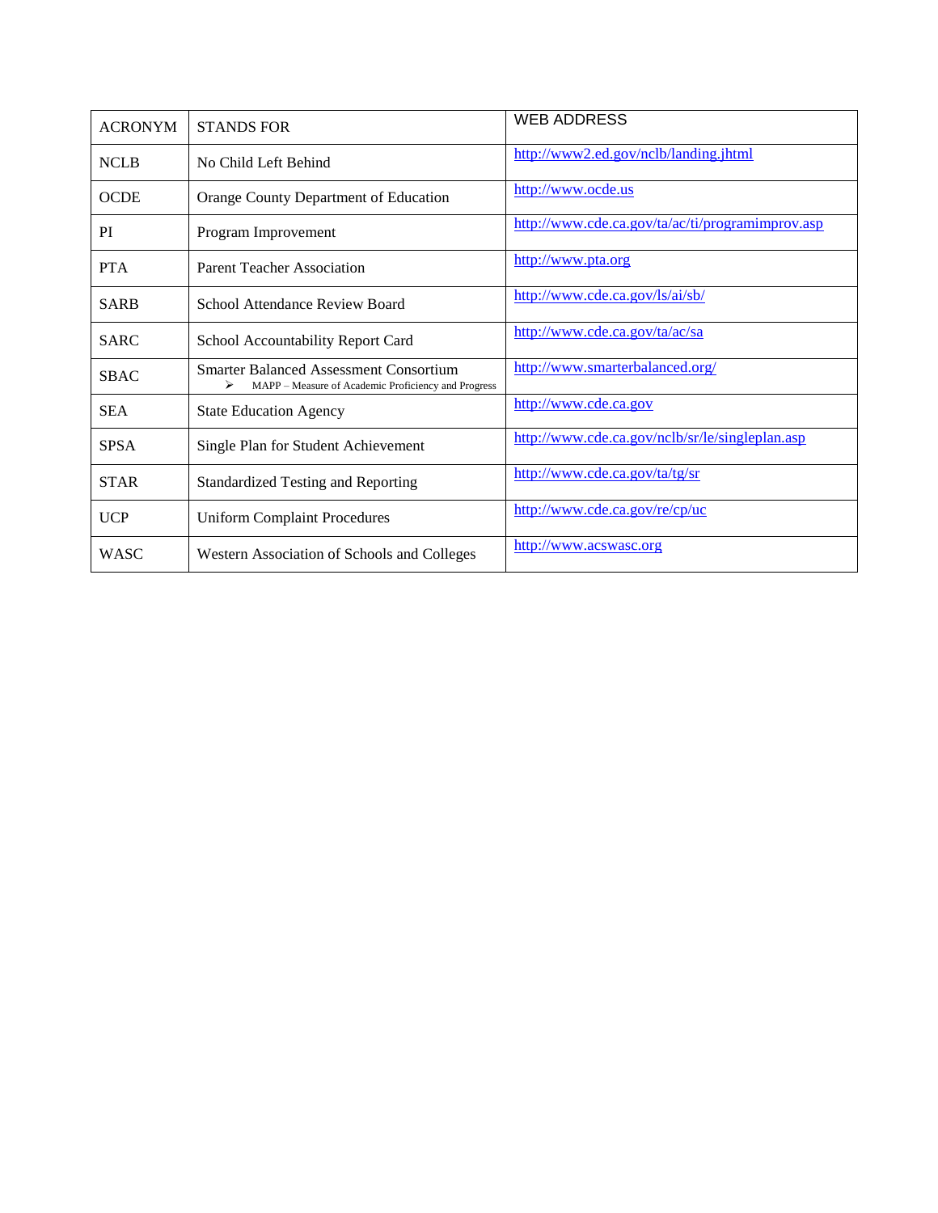| ACRONYM | STANDS FOR | WEB ADDRESS |
|---|---|---|
| NCLB | No Child Left Behind | http://www2.ed.gov/nclb/landing.jhtml |
| OCDE | Orange County Department of Education | http://www.ocde.us |
| PI | Program Improvement | http://www.cde.ca.gov/ta/ac/ti/programimprov.asp |
| PTA | Parent Teacher Association | http://www.pta.org |
| SARB | School Attendance Review Board | http://www.cde.ca.gov/ls/ai/sb/ |
| SARC | School Accountability Report Card | http://www.cde.ca.gov/ta/ac/sa |
| SBAC | Smarter Balanced Assessment Consortium<br>➢ MAPP – Measure of Academic Proficiency and Progress | http://www.smarterbalanced.org/ |
| SEA | State Education Agency | http://www.cde.ca.gov |
| SPSA | Single Plan for Student Achievement | http://www.cde.ca.gov/nclb/sr/le/singleplan.asp |
| STAR | Standardized Testing and Reporting | http://www.cde.ca.gov/ta/tg/sr |
| UCP | Uniform Complaint Procedures | http://www.cde.ca.gov/re/cp/uc |
| WASC | Western Association of Schools and Colleges | http://www.acswasc.org |